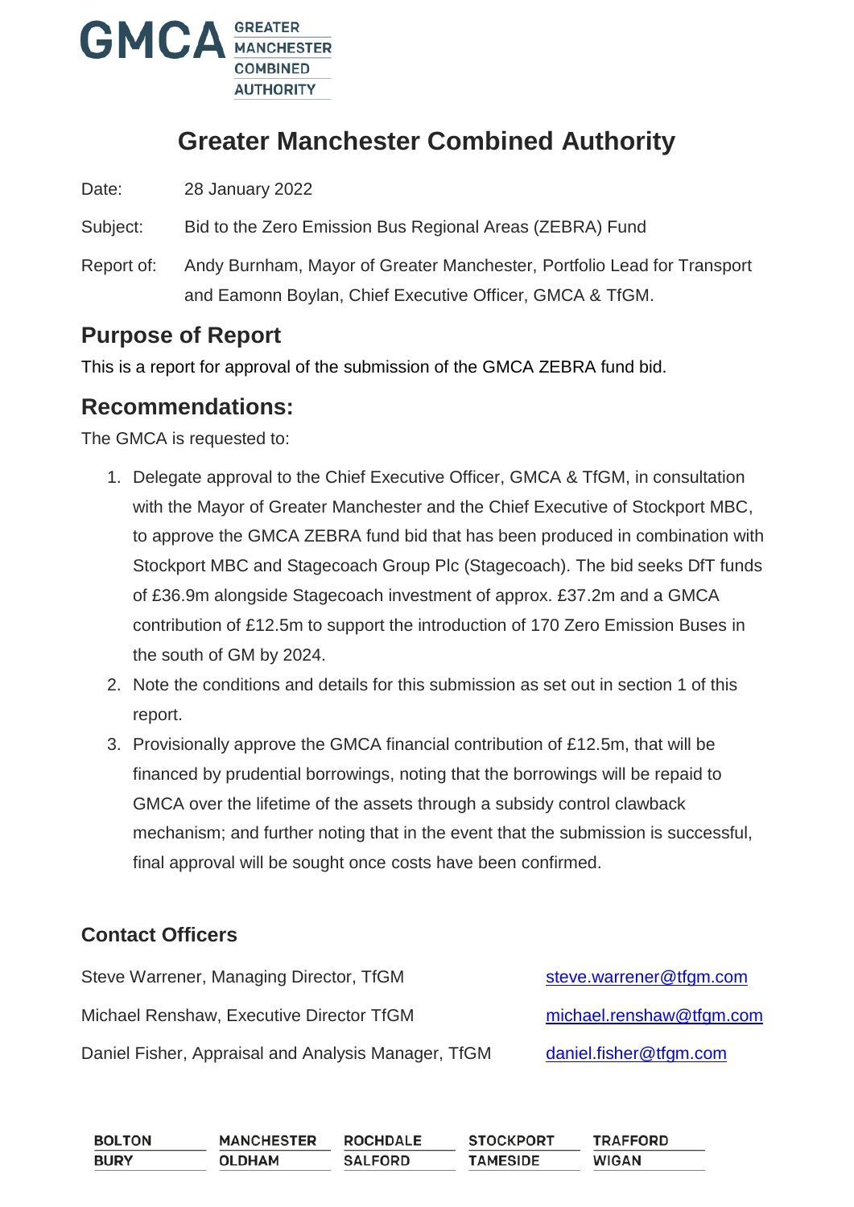# Greater Manchester Combined Authority

Date: 28 January 2022

Subject: Bid to the Zero Emission Bus Regional Areas (ZEBRA) Fund

Report of: Andy Burnham, Mayor of Greater Manchester, Portfolio Lead for Transport and Eamonn Boylan, Chief Executive Officer, GMCA & TfGM.

## Purpose of Report

This is a report for approval of the submission of the GMCA ZEBRA fund bid.

## Recommendations:

The GMCA is requested to:

1. Delegate approval to the Chief Executive Officer, GMCA & TfGM, in consultation with the Mayor of Greater Manchester and the Chief Executive of Stockport MBC, to approve the GMCA ZEBRA fund bid that has been produced in combination with Stockport MBC and Stagecoach Group Plc (Stagecoach). The bid seeks DfT funds of £36.9m alongside Stagecoach investment of approx. £37.2m and a GMCA contribution of £12.5m to support the introduction of 170 Zero Emission Buses in the south of GM by 2024.
2. Note the conditions and details for this submission as set out in section 1 of this report.
3. Provisionally approve the GMCA financial contribution of £12.5m, that will be financed by prudential borrowings, noting that the borrowings will be repaid to GMCA over the lifetime of the assets through a subsidy control clawback mechanism; and further noting that in the event that the submission is successful, final approval will be sought once costs have been confirmed.

### Contact Officers

Steve Warrener, Managing Director, TfGM — steve.warrener@tfgm.com

Michael Renshaw, Executive Director TfGM — michael.renshaw@tfgm.com

Daniel Fisher, Appraisal and Analysis Manager, TfGM — daniel.fisher@tfgm.com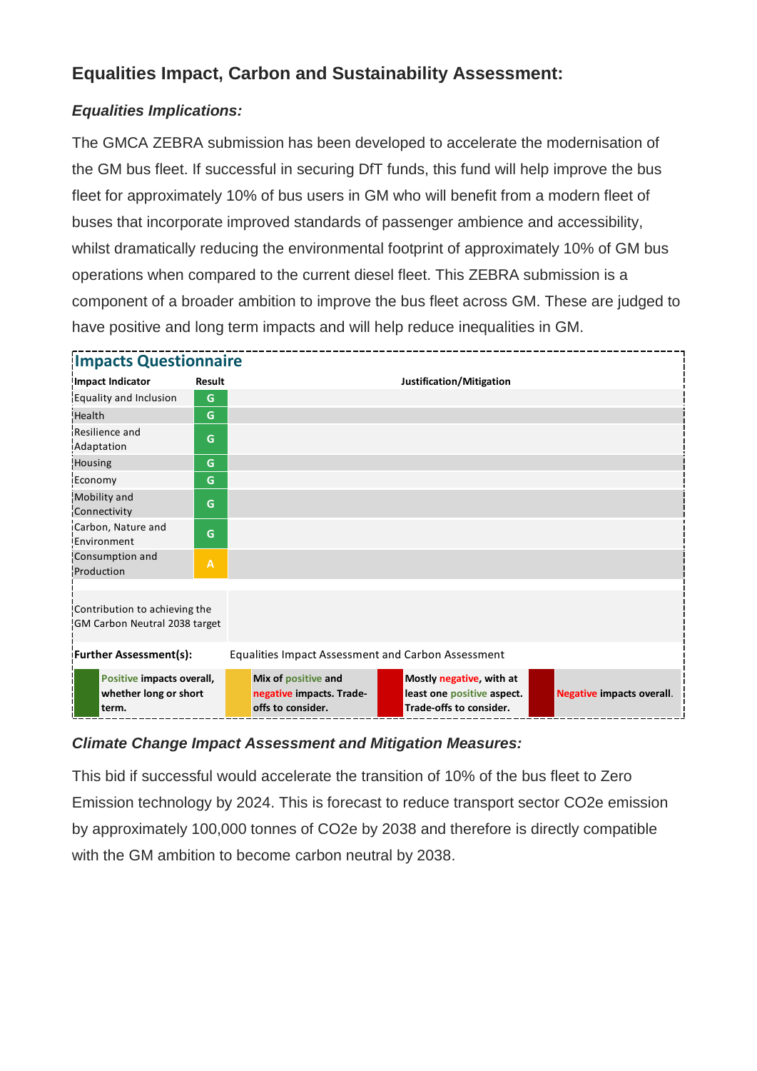## Equalities Impact, Carbon and Sustainability Assessment:

### *Equalities Implications:*

The GMCA ZEBRA submission has been developed to accelerate the modernisation of the GM bus fleet. If successful in securing DfT funds, this fund will help improve the bus fleet for approximately 10% of bus users in GM who will benefit from a modern fleet of buses that incorporate improved standards of passenger ambience and accessibility, whilst dramatically reducing the environmental footprint of approximately 10% of GM bus operations when compared to the current diesel fleet. This ZEBRA submission is a component of a broader ambition to improve the bus fleet across GM. These are judged to have positive and long term impacts and will help reduce inequalities in GM.

**Impacts Questionnaire**

| Impact Indicator | Result | Justification/Mitigation |
|---|---|---|
| Equality and Inclusion | G | |
| Health | G | |
| Resilience and Adaptation | G | |
| Housing | G | |
| Economy | G | |
| Mobility and Connectivity | G | |
| Carbon, Nature and Environment | G | |
| Consumption and Production | A | |
| Contribution to achieving the GM Carbon Neutral 2038 target | | |
| **Further Assessment(s):** | | Equalities Impact Assessment and Carbon Assessment |

| | | | |
|---|---|---|---|
| **Positive impacts overall, whether long or short term.** | **Mix of positive and negative impacts. Trade-offs to consider.** | **Mostly negative, with at least one positive aspect. Trade-offs to consider.** | **Negative impacts overall.** |

### *Climate Change Impact Assessment and Mitigation Measures:*

This bid if successful would accelerate the transition of 10% of the bus fleet to Zero Emission technology by 2024. This is forecast to reduce transport sector $CO_2e$ emission by approximately 100,000 tonnes of $CO_2e$ by 2038 and therefore is directly compatible with the GM ambition to become carbon neutral by 2038.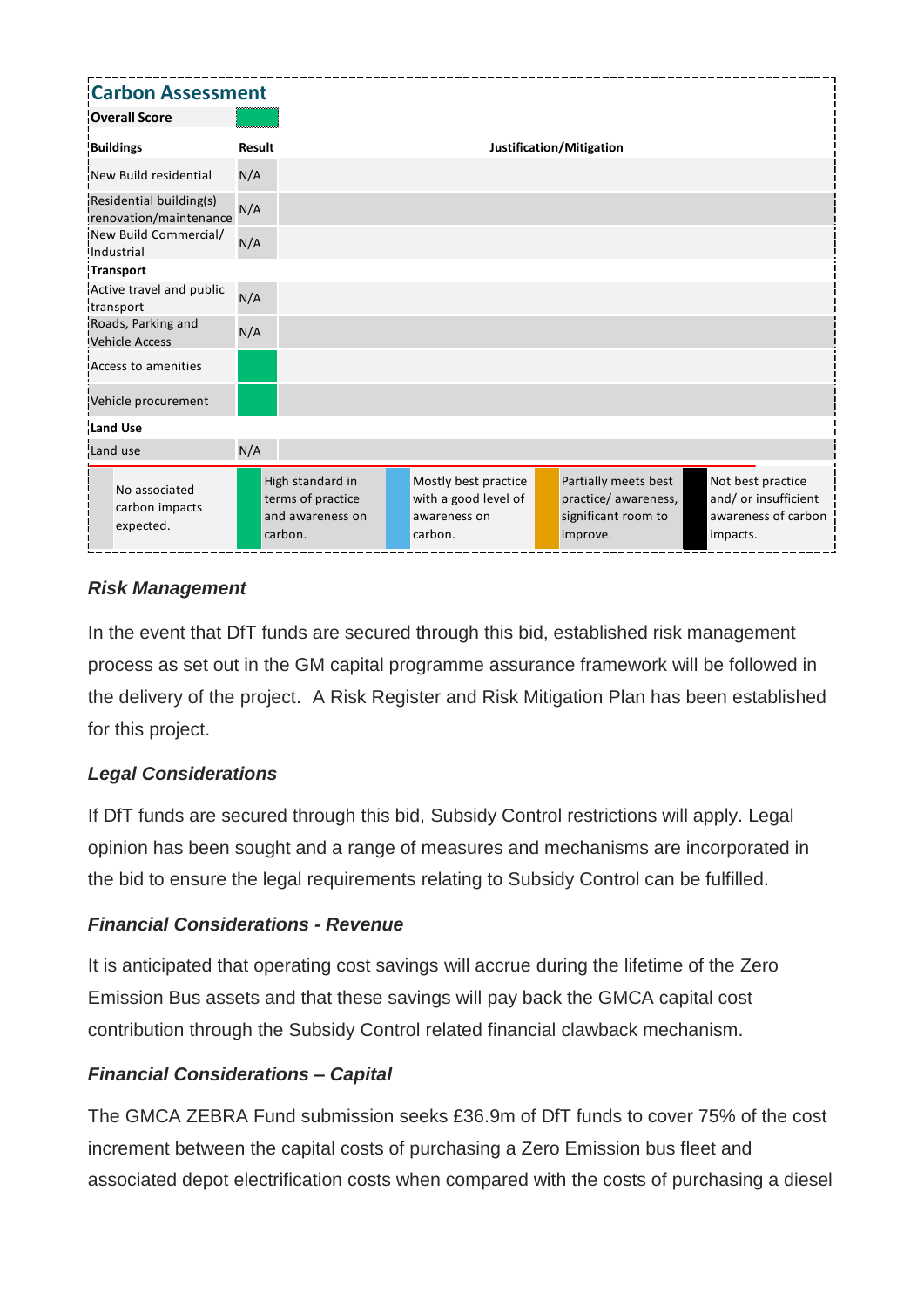## Carbon Assessment

**Overall Score**

| Buildings | Result | Justification/Mitigation |
|---|---|---|
| New Build residential | N/A | |
| Residential building(s) renovation/maintenance | N/A | |
| New Build Commercial/ Industrial | N/A | |
| **Transport** | | |
| Active travel and public transport | N/A | |
| Roads, Parking and Vehicle Access | N/A | |
| Access to amenities | | |
| Vehicle procurement | | |
| **Land Use** | | |
| Land use | N/A | |

| | | | | |
|---|---|---|---|---|
| No associated carbon impacts expected. | High standard in terms of practice and awareness on carbon. | Mostly best practice with a good level of awareness on carbon. | Partially meets best practice/ awareness, significant room to improve. | Not best practice and/ or insufficient awareness of carbon impacts. |

### *Risk Management*

In the event that DfT funds are secured through this bid, established risk management process as set out in the GM capital programme assurance framework will be followed in the delivery of the project. A Risk Register and Risk Mitigation Plan has been established for this project.

### *Legal Considerations*

If DfT funds are secured through this bid, Subsidy Control restrictions will apply. Legal opinion has been sought and a range of measures and mechanisms are incorporated in the bid to ensure the legal requirements relating to Subsidy Control can be fulfilled.

### *Financial Considerations - Revenue*

It is anticipated that operating cost savings will accrue during the lifetime of the Zero Emission Bus assets and that these savings will pay back the GMCA capital cost contribution through the Subsidy Control related financial clawback mechanism.

### *Financial Considerations – Capital*

The GMCA ZEBRA Fund submission seeks £36.9m of DfT funds to cover 75% of the cost increment between the capital costs of purchasing a Zero Emission bus fleet and associated depot electrification costs when compared with the costs of purchasing a diesel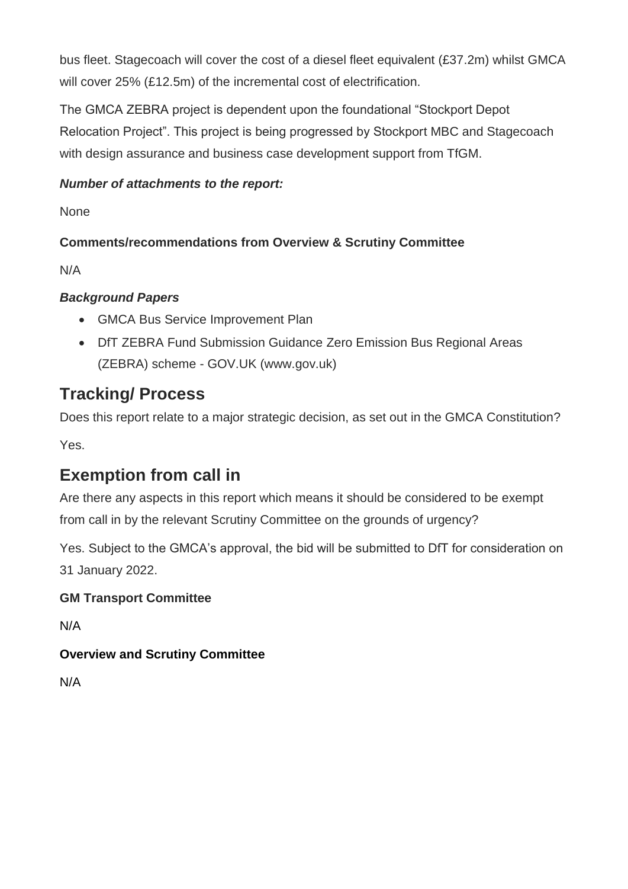bus fleet. Stagecoach will cover the cost of a diesel fleet equivalent (£37.2m) whilst GMCA will cover 25% (£12.5m) of the incremental cost of electrification.

The GMCA ZEBRA project is dependent upon the foundational "Stockport Depot Relocation Project". This project is being progressed by Stockport MBC and Stagecoach with design assurance and business case development support from TfGM.

***Number of attachments to the report:***

None

**Comments/recommendations from Overview & Scrutiny Committee**

N/A

***Background Papers***

- GMCA Bus Service Improvement Plan
- DfT ZEBRA Fund Submission Guidance Zero Emission Bus Regional Areas (ZEBRA) scheme - GOV.UK (www.gov.uk)

## Tracking/ Process

Does this report relate to a major strategic decision, as set out in the GMCA Constitution?

Yes.

## Exemption from call in

Are there any aspects in this report which means it should be considered to be exempt from call in by the relevant Scrutiny Committee on the grounds of urgency?

Yes. Subject to the GMCA's approval, the bid will be submitted to DfT for consideration on 31 January 2022.

**GM Transport Committee**

N/A

**Overview and Scrutiny Committee**

N/A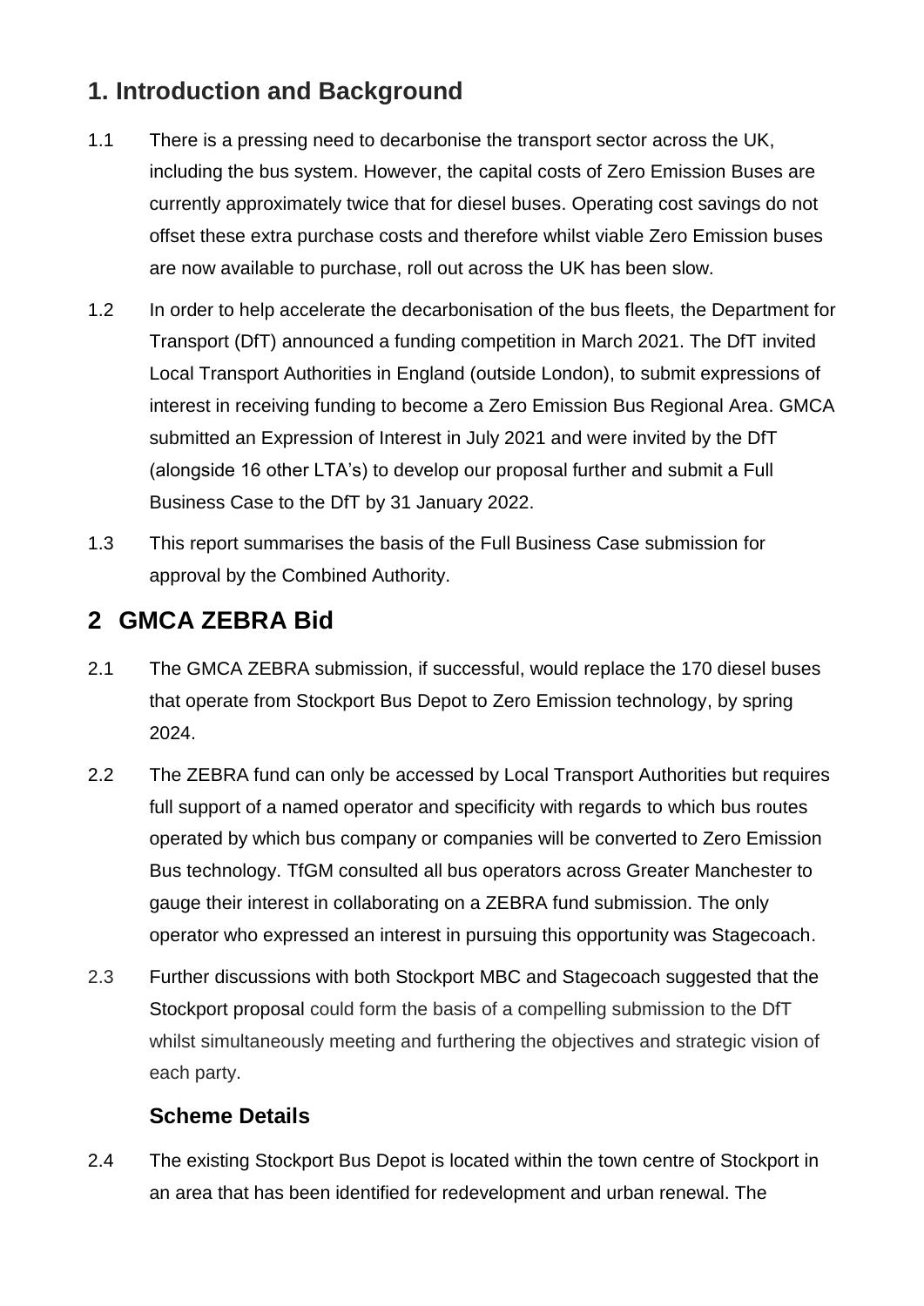## 1. Introduction and Background

1.1 There is a pressing need to decarbonise the transport sector across the UK, including the bus system. However, the capital costs of Zero Emission Buses are currently approximately twice that for diesel buses. Operating cost savings do not offset these extra purchase costs and therefore whilst viable Zero Emission buses are now available to purchase, roll out across the UK has been slow.

1.2 In order to help accelerate the decarbonisation of the bus fleets, the Department for Transport (DfT) announced a funding competition in March 2021. The DfT invited Local Transport Authorities in England (outside London), to submit expressions of interest in receiving funding to become a Zero Emission Bus Regional Area. GMCA submitted an Expression of Interest in July 2021 and were invited by the DfT (alongside 16 other LTA's) to develop our proposal further and submit a Full Business Case to the DfT by 31 January 2022.

1.3 This report summarises the basis of the Full Business Case submission for approval by the Combined Authority.

## 2 GMCA ZEBRA Bid

2.1 The GMCA ZEBRA submission, if successful, would replace the 170 diesel buses that operate from Stockport Bus Depot to Zero Emission technology, by spring 2024.

2.2 The ZEBRA fund can only be accessed by Local Transport Authorities but requires full support of a named operator and specificity with regards to which bus routes operated by which bus company or companies will be converted to Zero Emission Bus technology. TfGM consulted all bus operators across Greater Manchester to gauge their interest in collaborating on a ZEBRA fund submission. The only operator who expressed an interest in pursuing this opportunity was Stagecoach.

2.3 Further discussions with both Stockport MBC and Stagecoach suggested that the Stockport proposal could form the basis of a compelling submission to the DfT whilst simultaneously meeting and furthering the objectives and strategic vision of each party.

### Scheme Details

2.4 The existing Stockport Bus Depot is located within the town centre of Stockport in an area that has been identified for redevelopment and urban renewal. The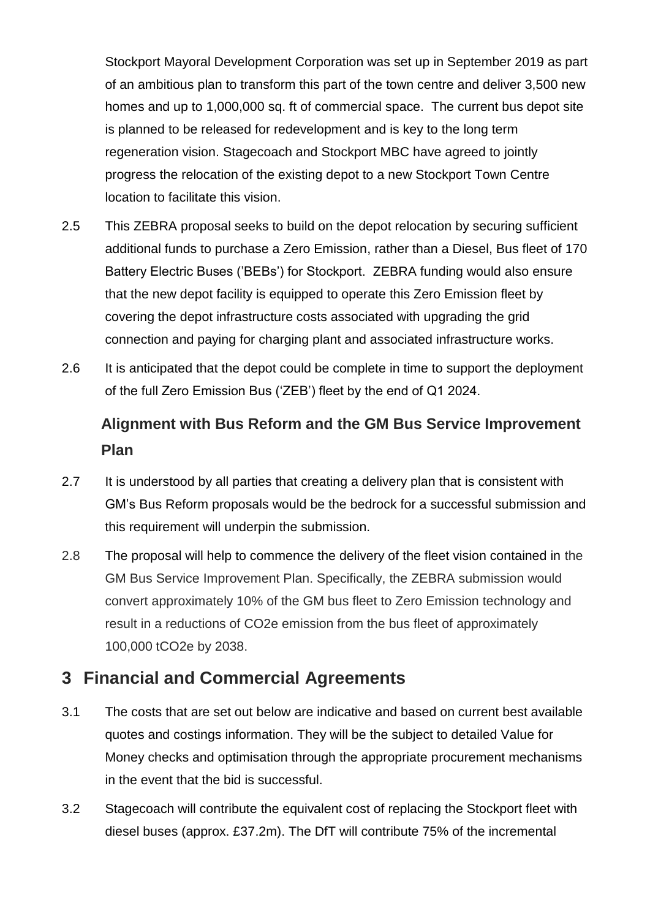Stockport Mayoral Development Corporation was set up in September 2019 as part of an ambitious plan to transform this part of the town centre and deliver 3,500 new homes and up to 1,000,000 sq. ft of commercial space. The current bus depot site is planned to be released for redevelopment and is key to the long term regeneration vision. Stagecoach and Stockport MBC have agreed to jointly progress the relocation of the existing depot to a new Stockport Town Centre location to facilitate this vision.

2.5 This ZEBRA proposal seeks to build on the depot relocation by securing sufficient additional funds to purchase a Zero Emission, rather than a Diesel, Bus fleet of 170 Battery Electric Buses ('BEBs') for Stockport. ZEBRA funding would also ensure that the new depot facility is equipped to operate this Zero Emission fleet by covering the depot infrastructure costs associated with upgrading the grid connection and paying for charging plant and associated infrastructure works.

2.6 It is anticipated that the depot could be complete in time to support the deployment of the full Zero Emission Bus ('ZEB') fleet by the end of Q1 2024.

### Alignment with Bus Reform and the GM Bus Service Improvement Plan

2.7 It is understood by all parties that creating a delivery plan that is consistent with GM's Bus Reform proposals would be the bedrock for a successful submission and this requirement will underpin the submission.

2.8 The proposal will help to commence the delivery of the fleet vision contained in the GM Bus Service Improvement Plan. Specifically, the ZEBRA submission would convert approximately 10% of the GM bus fleet to Zero Emission technology and result in a reductions of CO2e emission from the bus fleet of approximately 100,000 tCO2e by 2038.

## 3 Financial and Commercial Agreements

3.1 The costs that are set out below are indicative and based on current best available quotes and costings information. They will be the subject to detailed Value for Money checks and optimisation through the appropriate procurement mechanisms in the event that the bid is successful.

3.2 Stagecoach will contribute the equivalent cost of replacing the Stockport fleet with diesel buses (approx. £37.2m). The DfT will contribute 75% of the incremental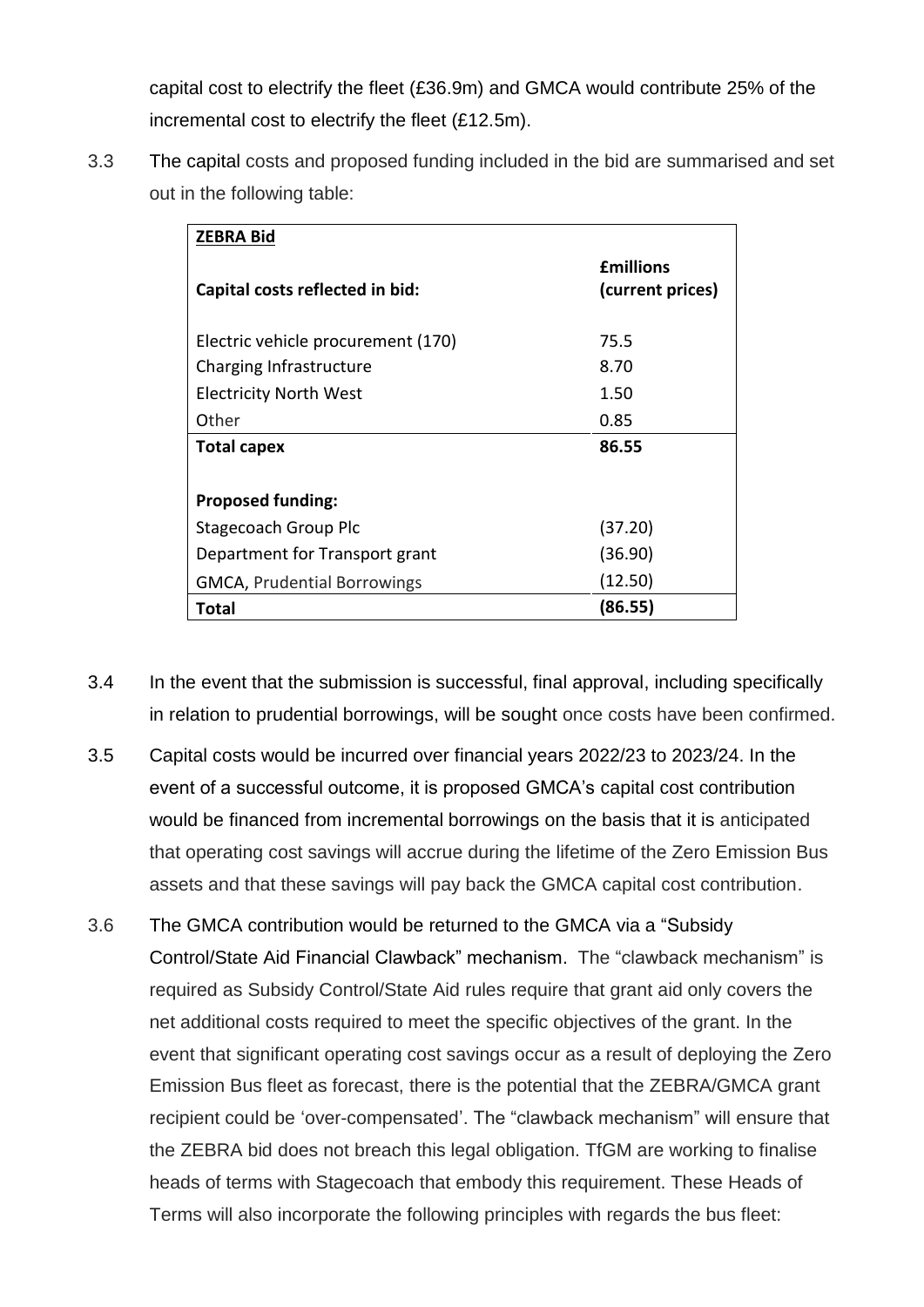capital cost to electrify the fleet (£36.9m) and GMCA would contribute 25% of the incremental cost to electrify the fleet (£12.5m).

3.3 The capital costs and proposed funding included in the bid are summarised and set out in the following table:

| **ZEBRA Bid** | |
|---|---|
| **Capital costs reflected in bid:** | **£millions (current prices)** |
| Electric vehicle procurement (170) | 75.5 |
| Charging Infrastructure | 8.70 |
| Electricity North West | 1.50 |
| Other | 0.85 |
| **Total capex** | **86.55** |
| | |
| **Proposed funding:** | |
| Stagecoach Group Plc | (37.20) |
| Department for Transport grant | (36.90) |
| GMCA, Prudential Borrowings | (12.50) |
| **Total** | **(86.55)** |

3.4 In the event that the submission is successful, final approval, including specifically in relation to prudential borrowings, will be sought once costs have been confirmed.

3.5 Capital costs would be incurred over financial years 2022/23 to 2023/24. In the event of a successful outcome, it is proposed GMCA's capital cost contribution would be financed from incremental borrowings on the basis that it is anticipated that operating cost savings will accrue during the lifetime of the Zero Emission Bus assets and that these savings will pay back the GMCA capital cost contribution.

3.6 The GMCA contribution would be returned to the GMCA via a "Subsidy Control/State Aid Financial Clawback" mechanism. The "clawback mechanism" is required as Subsidy Control/State Aid rules require that grant aid only covers the net additional costs required to meet the specific objectives of the grant. In the event that significant operating cost savings occur as a result of deploying the Zero Emission Bus fleet as forecast, there is the potential that the ZEBRA/GMCA grant recipient could be 'over-compensated'. The "clawback mechanism" will ensure that the ZEBRA bid does not breach this legal obligation. TfGM are working to finalise heads of terms with Stagecoach that embody this requirement. These Heads of Terms will also incorporate the following principles with regards the bus fleet: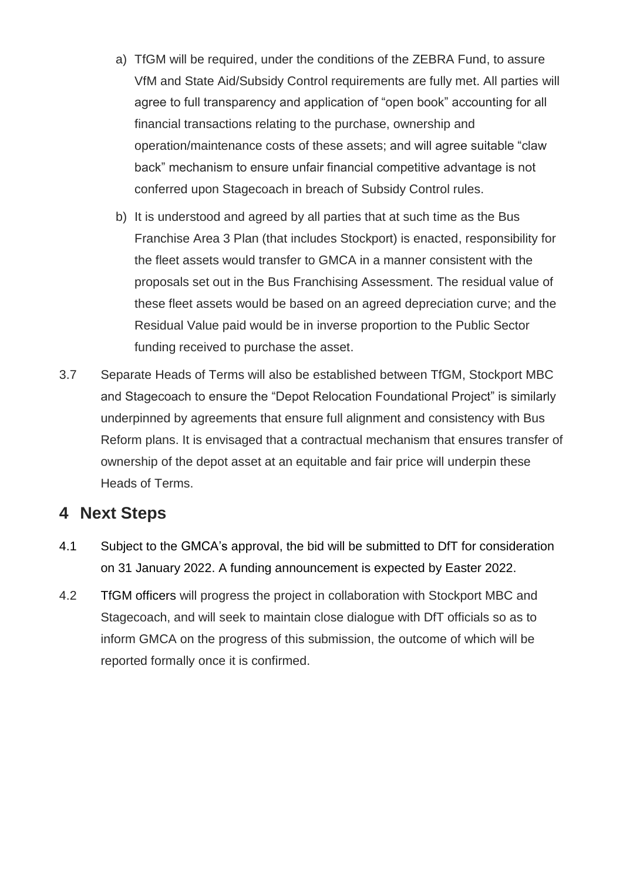a) TfGM will be required, under the conditions of the ZEBRA Fund, to assure VfM and State Aid/Subsidy Control requirements are fully met. All parties will agree to full transparency and application of "open book" accounting for all financial transactions relating to the purchase, ownership and operation/maintenance costs of these assets; and will agree suitable "claw back" mechanism to ensure unfair financial competitive advantage is not conferred upon Stagecoach in breach of Subsidy Control rules.

b) It is understood and agreed by all parties that at such time as the Bus Franchise Area 3 Plan (that includes Stockport) is enacted, responsibility for the fleet assets would transfer to GMCA in a manner consistent with the proposals set out in the Bus Franchising Assessment. The residual value of these fleet assets would be based on an agreed depreciation curve; and the Residual Value paid would be in inverse proportion to the Public Sector funding received to purchase the asset.

3.7 Separate Heads of Terms will also be established between TfGM, Stockport MBC and Stagecoach to ensure the "Depot Relocation Foundational Project" is similarly underpinned by agreements that ensure full alignment and consistency with Bus Reform plans. It is envisaged that a contractual mechanism that ensures transfer of ownership of the depot asset at an equitable and fair price will underpin these Heads of Terms.

## 4 Next Steps

4.1 Subject to the GMCA's approval, the bid will be submitted to DfT for consideration on 31 January 2022. A funding announcement is expected by Easter 2022.

4.2 TfGM officers will progress the project in collaboration with Stockport MBC and Stagecoach, and will seek to maintain close dialogue with DfT officials so as to inform GMCA on the progress of this submission, the outcome of which will be reported formally once it is confirmed.